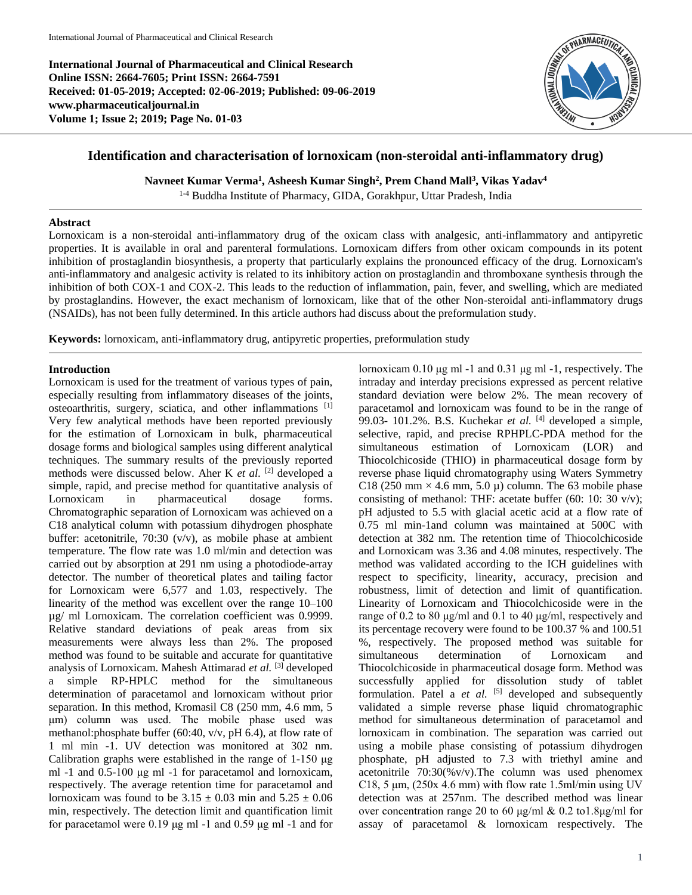International Journal of Pharmaceutical and Clinical Research
Online ISSN: 2664-7605; Print ISSN: 2664-7591
Received: 01-05-2019; Accepted: 02-06-2019; Published: 09-06-2019
www.pharmaceuticaljournal.in

# Identification and characterisation of lornoxicam (non-steroidal anti-inflammatory drug)

**Navneet Kumar Verma[1], Asheesh Kumar Singh[2], Prem Chand Mall[3], Vikas Yadav[4]**

[1-4] Buddha Institute of Pharmacy, GIDA, Gorakhpur, Uttar Pradesh, India

## Abstract

Lornoxicam is a non-steroidal anti-inflammatory drug of the oxicam class with analgesic, anti-inflammatory and antipyretic properties. It is available in oral and parenteral formulations. Lornoxicam differs from other oxicam compounds in its potent inhibition of prostaglandin biosynthesis, a property that particularly explains the pronounced efficacy of the drug. Lornoxicam's anti-inflammatory and analgesic activity is related to its inhibitory action on prostaglandin and thromboxane synthesis through the inhibition of both COX-1 and COX-2. This leads to the reduction of inflammation, pain, fever, and swelling, which are mediated by prostaglandins. However, the exact mechanism of lornoxicam, like that of the other Non-steroidal anti-inflammatory drugs (NSAIDs), has not been fully determined. In this article authors had discuss about the preformulation study.

**Keywords:** lornoxicam, anti-inflammatory drug, antipyretic properties, preformulation study

## Introduction

Lornoxicam is used for the treatment of various types of pain, especially resulting from inflammatory diseases of the joints, osteoarthritis, surgery, sciatica, and other inflammations [1] Very few analytical methods have been reported previously for the estimation of Lornoxicam in bulk, pharmaceutical dosage forms and biological samples using different analytical techniques. The summary results of the previously reported methods were discussed below. Aher K *et al.* [2] developed a simple, rapid, and precise method for quantitative analysis of Lornoxicam in pharmaceutical dosage forms. Chromatographic separation of Lornoxicam was achieved on a C18 analytical column with potassium dihydrogen phosphate buffer: acetonitrile, 70:30 (v/v), as mobile phase at ambient temperature. The flow rate was 1.0 ml/min and detection was carried out by absorption at 291 nm using a photodiode-array detector. The number of theoretical plates and tailing factor for Lornoxicam were 6,577 and 1.03, respectively. The linearity of the method was excellent over the range 10–100 µg/ ml Lornoxicam. The correlation coefficient was 0.9999. Relative standard deviations of peak areas from six measurements were always less than 2%. The proposed method was found to be suitable and accurate for quantitative analysis of Lornoxicam. Mahesh Attimarad *et al.* [3] developed a simple RP-HPLC method for the simultaneous determination of paracetamol and lornoxicam without prior separation. In this method, Kromasil C8 (250 mm, 4.6 mm, 5 µm) column was used. The mobile phase used was methanol:phosphate buffer (60:40, v/v, pH 6.4), at flow rate of 1 ml min -1. UV detection was monitored at 302 nm. Calibration graphs were established in the range of 1-150 µg ml -1 and 0.5-100 µg ml -1 for paracetamol and lornoxicam, respectively. The average retention time for paracetamol and lornoxicam was found to be $3.15 \pm 0.03$ min and $5.25 \pm 0.06$ min, respectively. The detection limit and quantification limit for paracetamol were 0.19 µg ml -1 and 0.59 µg ml -1 and for lornoxicam 0.10 µg ml -1 and 0.31 µg ml -1, respectively. The intraday and interday precisions expressed as percent relative standard deviation were below 2%. The mean recovery of paracetamol and lornoxicam was found to be in the range of 99.03- 101.2%. B.S. Kuchekar *et al.* [4] developed a simple, selective, rapid, and precise RPHPLC-PDA method for the simultaneous estimation of Lornoxicam (LOR) and Thiocolchicoside (THIO) in pharmaceutical dosage form by reverse phase liquid chromatography using Waters Symmetry C18 (250 mm × 4.6 mm, 5.0 µ) column. The 63 mobile phase consisting of methanol: THF: acetate buffer (60: 10: 30 v/v); pH adjusted to 5.5 with glacial acetic acid at a flow rate of 0.75 ml min-1and column was maintained at 500C with detection at 382 nm. The retention time of Thiocolchicoside and Lornoxicam was 3.36 and 4.08 minutes, respectively. The method was validated according to the ICH guidelines with respect to specificity, linearity, accuracy, precision and robustness, limit of detection and limit of quantification. Linearity of Lornoxicam and Thiocolchicoside were in the range of 0.2 to 80 µg/ml and 0.1 to 40 µg/ml, respectively and its percentage recovery were found to be 100.37 % and 100.51 %, respectively. The proposed method was suitable for simultaneous determination of Lornoxicam and Thiocolchicoside in pharmaceutical dosage form. Method was successfully applied for dissolution study of tablet formulation. Patel a *et al.* [5] developed and subsequently validated a simple reverse phase liquid chromatographic method for simultaneous determination of paracetamol and lornoxicam in combination. The separation was carried out using a mobile phase consisting of potassium dihydrogen phosphate, pH adjusted to 7.3 with triethyl amine and acetonitrile 70:30(%v/v).The column was used phenomex C18, 5 µm, (250x 4.6 mm) with flow rate 1.5ml/min using UV detection was at 257nm. The described method was linear over concentration range 20 to 60 µg/ml & 0.2 to1.8µg/ml for assay of paracetamol & lornoxicam respectively. The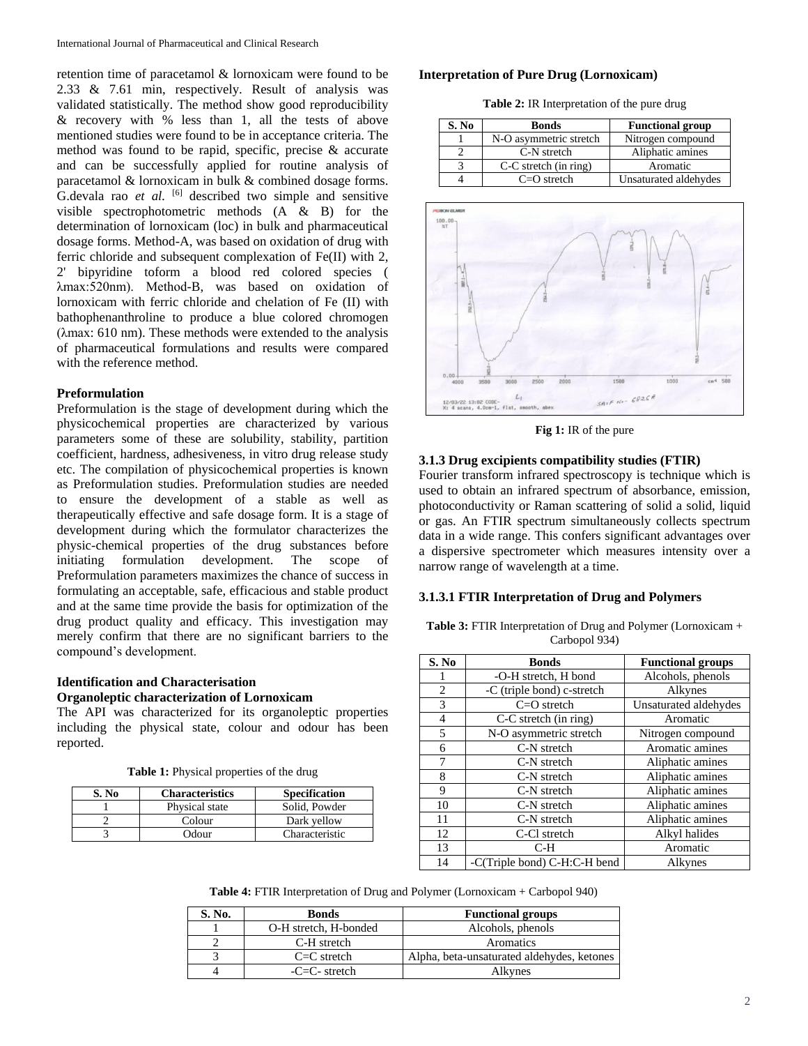retention time of paracetamol & lornoxicam were found to be 2.33 & 7.61 min, respectively. Result of analysis was validated statistically. The method show good reproducibility & recovery with % less than 1, all the tests of above mentioned studies were found to be in acceptance criteria. The method was found to be rapid, specific, precise & accurate and can be successfully applied for routine analysis of paracetamol & lornoxicam in bulk & combined dosage forms. G.devala rao *et al.* [6] described two simple and sensitive visible spectrophotometric methods (A & B) for the determination of lornoxicam (loc) in bulk and pharmaceutical dosage forms. Method-A, was based on oxidation of drug with ferric chloride and subsequent complexation of Fe(II) with 2, 2' bipyridine toform a blood red colored species ( λmax:520nm). Method-B, was based on oxidation of lornoxicam with ferric chloride and chelation of Fe (II) with bathophenanthroline to produce a blue colored chromogen (λmax: 610 nm). These methods were extended to the analysis of pharmaceutical formulations and results were compared with the reference method.

### Preformulation

Preformulation is the stage of development during which the physicochemical properties are characterized by various parameters some of these are solubility, stability, partition coefficient, hardness, adhesiveness, in vitro drug release study etc. The compilation of physicochemical properties is known as Preformulation studies. Preformulation studies are needed to ensure the development of a stable as well as therapeutically effective and safe dosage form. It is a stage of development during which the formulator characterizes the physic-chemical properties of the drug substances before initiating formulation development. The scope of Preformulation parameters maximizes the chance of success in formulating an acceptable, safe, efficacious and stable product and at the same time provide the basis for optimization of the drug product quality and efficacy. This investigation may merely confirm that there are no significant barriers to the compound's development.

### Identification and Characterisation

### Organoleptic characterization of Lornoxicam

The API was characterized for its organoleptic properties including the physical state, colour and odour has been reported.

**Table 1:** Physical properties of the drug

| S. No | Characteristics | Specification |
|---|---|---|
| 1 | Physical state | Solid, Powder |
| 2 | Colour | Dark yellow |
| 3 | Odour | Characteristic |

### Interpretation of Pure Drug (Lornoxicam)

**Table 2:** IR Interpretation of the pure drug

| S. No | Bonds | Functional group |
|---|---|---|
| 1 | N-O asymmetric stretch | Nitrogen compound |
| 2 | C-N stretch | Aliphatic amines |
| 3 | C-C stretch (in ring) | Aromatic |
| 4 | C=O stretch | Unsaturated aldehydes |

**Fig 1:** IR of the pure

### 3.1.3 Drug excipients compatibility studies (FTIR)

Fourier transform infrared spectroscopy is technique which is used to obtain an infrared spectrum of absorbance, emission, photoconductivity or Raman scattering of solid a solid, liquid or gas. An FTIR spectrum simultaneously collects spectrum data in a wide range. This confers significant advantages over a dispersive spectrometer which measures intensity over a narrow range of wavelength at a time.

### 3.1.3.1 FTIR Interpretation of Drug and Polymers

**Table 3:** FTIR Interpretation of Drug and Polymer (Lornoxicam + Carbopol 934)

| S. No | Bonds | Functional groups |
|---|---|---|
| 1 | -O-H stretch, H bond | Alcohols, phenols |
| 2 | -C (triple bond) c-stretch | Alkynes |
| 3 | C=O stretch | Unsaturated aldehydes |
| 4 | C-C stretch (in ring) | Aromatic |
| 5 | N-O asymmetric stretch | Nitrogen compound |
| 6 | C-N stretch | Aromatic amines |
| 7 | C-N stretch | Aliphatic amines |
| 8 | C-N stretch | Aliphatic amines |
| 9 | C-N stretch | Aliphatic amines |
| 10 | C-N stretch | Aliphatic amines |
| 11 | C-N stretch | Aliphatic amines |
| 12 | C-Cl stretch | Alkyl halides |
| 13 | C-H | Aromatic |
| 14 | -C(Triple bond) C-H:C-H bend | Alkynes |

**Table 4:** FTIR Interpretation of Drug and Polymer (Lornoxicam + Carbopol 940)

| S. No. | Bonds | Functional groups |
|---|---|---|
| 1 | O-H stretch, H-bonded | Alcohols, phenols |
| 2 | C-H stretch | Aromatics |
| 3 | C=C stretch | Alpha, beta-unsaturated aldehydes, ketones |
| 4 | -C=C- stretch | Alkynes |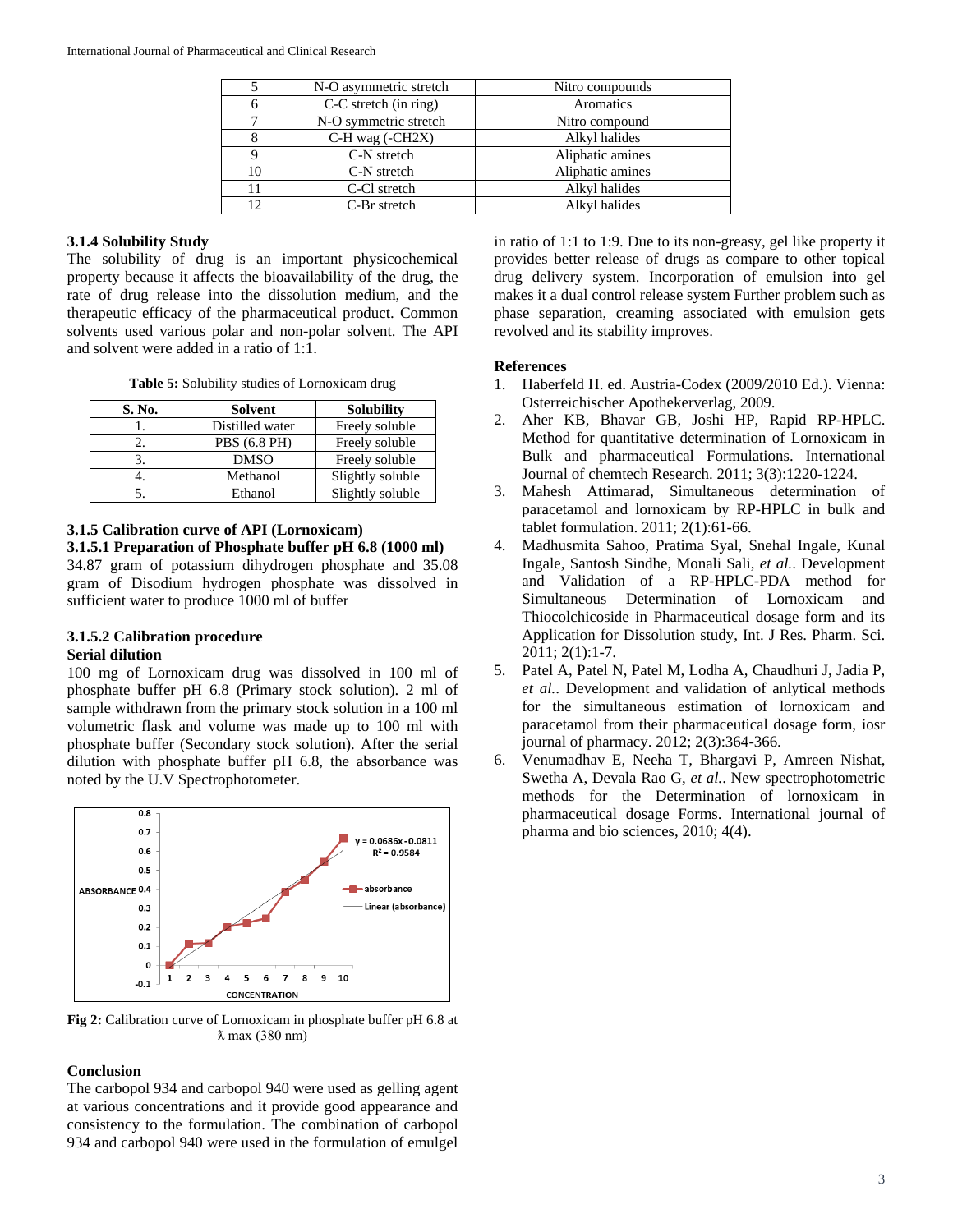| | | |
|---|---|---|
| 5 | N-O asymmetric stretch | Nitro compounds |
| 6 | C-C stretch (in ring) | Aromatics |
| 7 | N-O symmetric stretch | Nitro compound |
| 8 | C-H wag (-CH2X) | Alkyl halides |
| 9 | C-N stretch | Aliphatic amines |
| 10 | C-N stretch | Aliphatic amines |
| 11 | C-Cl stretch | Alkyl halides |
| 12 | C-Br stretch | Alkyl halides |

### 3.1.4 Solubility Study

The solubility of drug is an important physicochemical property because it affects the bioavailability of the drug, the rate of drug release into the dissolution medium, and the therapeutic efficacy of the pharmaceutical product. Common solvents used various polar and non-polar solvent. The API and solvent were added in a ratio of 1:1.

**Table 5:** Solubility studies of Lornoxicam drug

| S. No. | Solvent | Solubility |
|---|---|---|
| 1. | Distilled water | Freely soluble |
| 2. | PBS (6.8 PH) | Freely soluble |
| 3. | DMSO | Freely soluble |
| 4. | Methanol | Slightly soluble |
| 5. | Ethanol | Slightly soluble |

### 3.1.5 Calibration curve of API (Lornoxicam)

#### 3.1.5.1 Preparation of Phosphate buffer pH 6.8 (1000 ml)

34.87 gram of potassium dihydrogen phosphate and 35.08 gram of Disodium hydrogen phosphate was dissolved in sufficient water to produce 1000 ml of buffer

#### 3.1.5.2 Calibration procedure

**Serial dilution**

100 mg of Lornoxicam drug was dissolved in 100 ml of phosphate buffer pH 6.8 (Primary stock solution). 2 ml of sample withdrawn from the primary stock solution in a 100 ml volumetric flask and volume was made up to 100 ml with phosphate buffer (Secondary stock solution). After the serial dilution with phosphate buffer pH 6.8, the absorbance was noted by the U.V Spectrophotometer.

ABSORBANCE
0.8
0.7
0.6
0.5
0.4
0.3
0.2
0.1
0
-0.1
1 2 3 4 5 6 7 8 9 10
CONCENTRATION
y = 0.0686x - 0.0811
$R^2 = 0.9584$
absorbance
Linear (absorbance)

**Fig 2:** Calibration curve of Lornoxicam in phosphate buffer pH 6.8 at λ max (380 nm)

## Conclusion

The carbopol 934 and carbopol 940 were used as gelling agent at various concentrations and it provide good appearance and consistency to the formulation. The combination of carbopol 934 and carbopol 940 were used in the formulation of emulgel in ratio of 1:1 to 1:9. Due to its non-greasy, gel like property it provides better release of drugs as compare to other topical drug delivery system. Incorporation of emulsion into gel makes it a dual control release system Further problem such as phase separation, creaming associated with emulsion gets revolved and its stability improves.

## References

1. Haberfeld H. ed. Austria-Codex (2009/2010 Ed.). Vienna: Osterreichischer Apothekerverlag, 2009.
2. Aher KB, Bhavar GB, Joshi HP, Rapid RP-HPLC. Method for quantitative determination of Lornoxicam in Bulk and pharmaceutical Formulations. International Journal of chemtech Research. 2011; 3(3):1220-1224.
3. Mahesh Attimarad, Simultaneous determination of paracetamol and lornoxicam by RP-HPLC in bulk and tablet formulation. 2011; 2(1):61-66.
4. Madhusmita Sahoo, Pratima Syal, Snehal Ingale, Kunal Ingale, Santosh Sindhe, Monali Sali, *et al.*. Development and Validation of a RP-HPLC-PDA method for Simultaneous Determination of Lornoxicam and Thiocolchicoside in Pharmaceutical dosage form and its Application for Dissolution study, Int. J Res. Pharm. Sci. 2011; 2(1):1-7.
5. Patel A, Patel N, Patel M, Lodha A, Chaudhuri J, Jadia P, *et al.*. Development and validation of anlytical methods for the simultaneous estimation of lornoxicam and paracetamol from their pharmaceutical dosage form, iosr journal of pharmacy. 2012; 2(3):364-366.
6. Venumadhav E, Neeha T, Bhargavi P, Amreen Nishat, Swetha A, Devala Rao G, *et al.*. New spectrophotometric methods for the Determination of lornoxicam in pharmaceutical dosage Forms. International journal of pharma and bio sciences, 2010; 4(4).